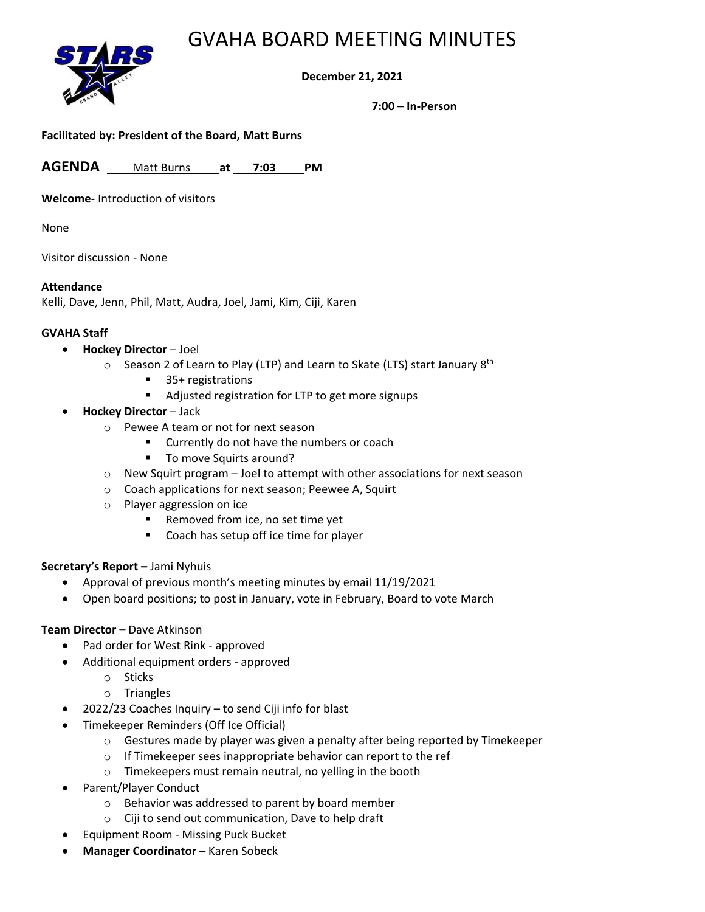# GVAHA BOARD MEETING MINUTES

**December 21, 2021**

**7:00 – In-Person**

**Facilitated by: President of the Board, Matt Burns**

**AGENDA** Matt Burns **at** 7:03 **PM**

**Welcome-** Introduction of visitors

None

Visitor discussion - None

**Attendance**
Kelli, Dave, Jenn, Phil, Matt, Audra, Joel, Jami, Kim, Ciji, Karen

**GVAHA Staff**

- **Hockey Director** – Joel
  - Season 2 of Learn to Play (LTP) and Learn to Skate (LTS) start January 8th
    - 35+ registrations
    - Adjusted registration for LTP to get more signups
- **Hockey Director** – Jack
  - Pewee A team or not for next season
    - Currently do not have the numbers or coach
    - To move Squirts around?
  - New Squirt program – Joel to attempt with other associations for next season
  - Coach applications for next season; Peewee A, Squirt
  - Player aggression on ice
    - Removed from ice, no set time yet
    - Coach has setup off ice time for player

**Secretary's Report –** Jami Nyhuis

- Approval of previous month's meeting minutes by email 11/19/2021
- Open board positions; to post in January, vote in February, Board to vote March

**Team Director –** Dave Atkinson

- Pad order for West Rink - approved
- Additional equipment orders - approved
  - Sticks
  - Triangles
- 2022/23 Coaches Inquiry – to send Ciji info for blast
- Timekeeper Reminders (Off Ice Official)
  - Gestures made by player was given a penalty after being reported by Timekeeper
  - If Timekeeper sees inappropriate behavior can report to the ref
  - Timekeepers must remain neutral, no yelling in the booth
- Parent/Player Conduct
  - Behavior was addressed to parent by board member
  - Ciji to send out communication, Dave to help draft
- Equipment Room - Missing Puck Bucket
- **Manager Coordinator –** Karen Sobeck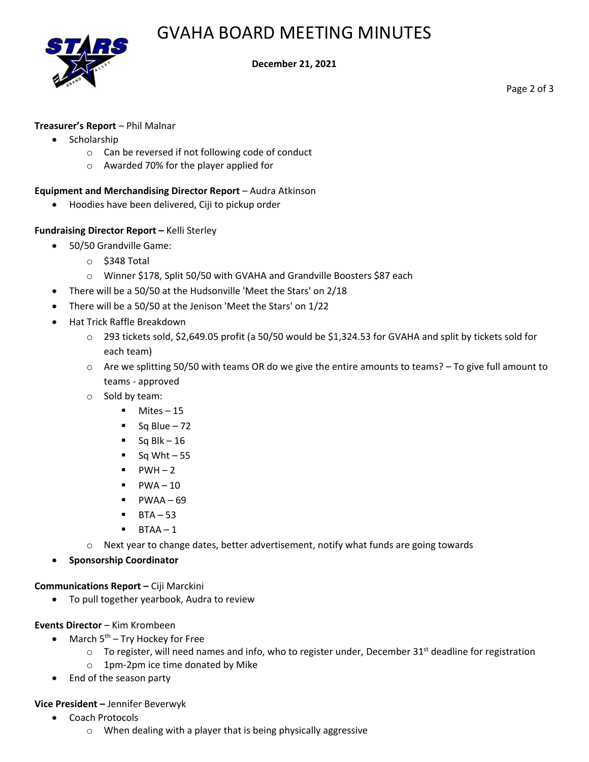**Treasurer's Report** – Phil Malnar

- Scholarship
  - Can be reversed if not following code of conduct
  - Awarded 70% for the player applied for

**Equipment and Merchandising Director Report** – Audra Atkinson

- Hoodies have been delivered, Ciji to pickup order

**Fundraising Director Report –** Kelli Sterley

- 50/50 Grandville Game:
  - $348 Total
  - Winner $178, Split 50/50 with GVAHA and Grandville Boosters $87 each
- There will be a 50/50 at the Hudsonville 'Meet the Stars' on 2/18
- There will be a 50/50 at the Jenison 'Meet the Stars' on 1/22
- Hat Trick Raffle Breakdown
  - 293 tickets sold, $2,649.05 profit (a 50/50 would be $1,324.53 for GVAHA and split by tickets sold for each team)
  - Are we splitting 50/50 with teams OR do we give the entire amounts to teams? – To give full amount to teams - approved
  - Sold by team:
    - Mites – 15
    - Sq Blue – 72
    - Sq Blk – 16
    - Sq Wht – 55
    - PWH – 2
    - PWA – 10
    - PWAA – 69
    - BTA – 53
    - BTAA – 1
  - Next year to change dates, better advertisement, notify what funds are going towards
- **Sponsorship Coordinator**

**Communications Report –** Ciji Marckini

- To pull together yearbook, Audra to review

**Events Director** – Kim Krombeen

- March 5th – Try Hockey for Free
  - To register, will need names and info, who to register under, December 31st deadline for registration
  - 1pm-2pm ice time donated by Mike
- End of the season party

**Vice President –** Jennifer Beverwyk

- Coach Protocols
  - When dealing with a player that is being physically aggressive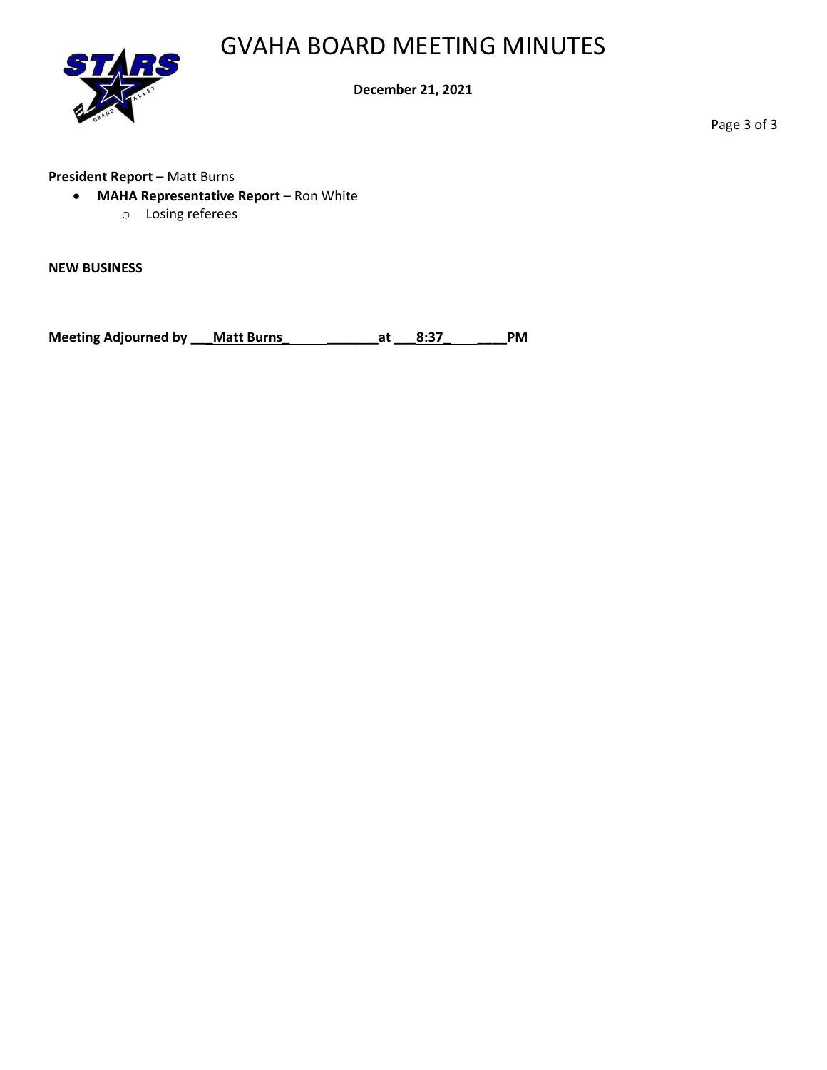**President Report** – Matt Burns

- **MAHA Representative Report** – Ron White
  - Losing referees

**NEW BUSINESS**

**Meeting Adjourned by ___Matt Burns_ _______at ___8:37_ _____PM**